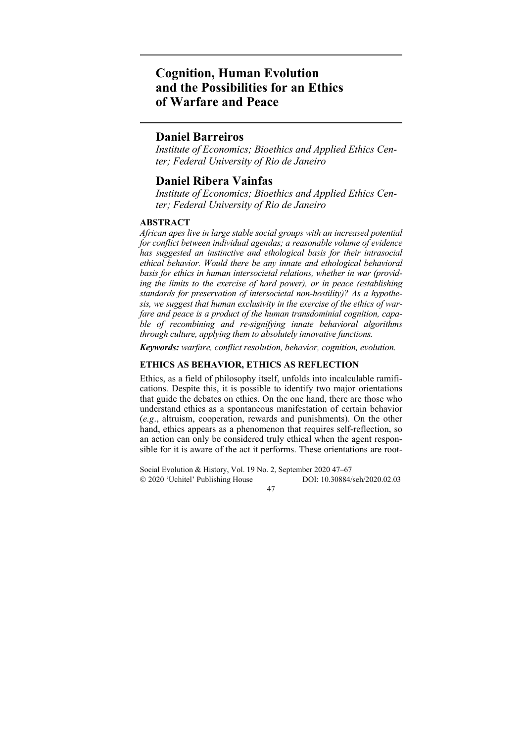# Cognition, Human Evolution and the Possibilities for an Ethics of Warfare and Peace

## Daniel Barreiros

*Institute of Economics; Bioethics and Applied Ethics Center; Federal University of Rio de Janeiro*

## Daniel Ribera Vainfas

*Institute of Economics; Bioethics and Applied Ethics Center; Federal University of Rio de Janeiro*

### ABSTRACT

*African apes live in large stable social groups with an increased potential for conflict between individual agendas; a reasonable volume of evidence has suggested an instinctive and ethological basis for their intrasocial ethical behavior. Would there be any innate and ethological behavioral basis for ethics in human intersocietal relations, whether in war (providing the limits to the exercise of hard power), or in peace (establishing standards for preservation of intersocietal non-hostility)? As a hypothesis, we suggest that human exclusivity in the exercise of the ethics of warfare and peace is a product of the human transdominial cognition, capable of recombining and re-signifying innate behavioral algorithms through culture, applying them to absolutely innovative functions.*

***Keywords:*** *warfare, conflict resolution, behavior, cognition, evolution.*

### ETHICS AS BEHAVIOR, ETHICS AS REFLECTION

Ethics, as a field of philosophy itself, unfolds into incalculable ramifications. Despite this, it is possible to identify two major orientations that guide the debates on ethics. On the one hand, there are those who understand ethics as a spontaneous manifestation of certain behavior (*e.g*., altruism, cooperation, rewards and punishments). On the other hand, ethics appears as a phenomenon that requires self-reflection, so an action can only be considered truly ethical when the agent responsible for it is aware of the act it performs. These orientations are root-

Social Evolution & History, Vol. 19 No. 2, September 2020 47–67
© 2020 'Uchitel' Publishing House DOI: 10.30884/seh/2020.02.03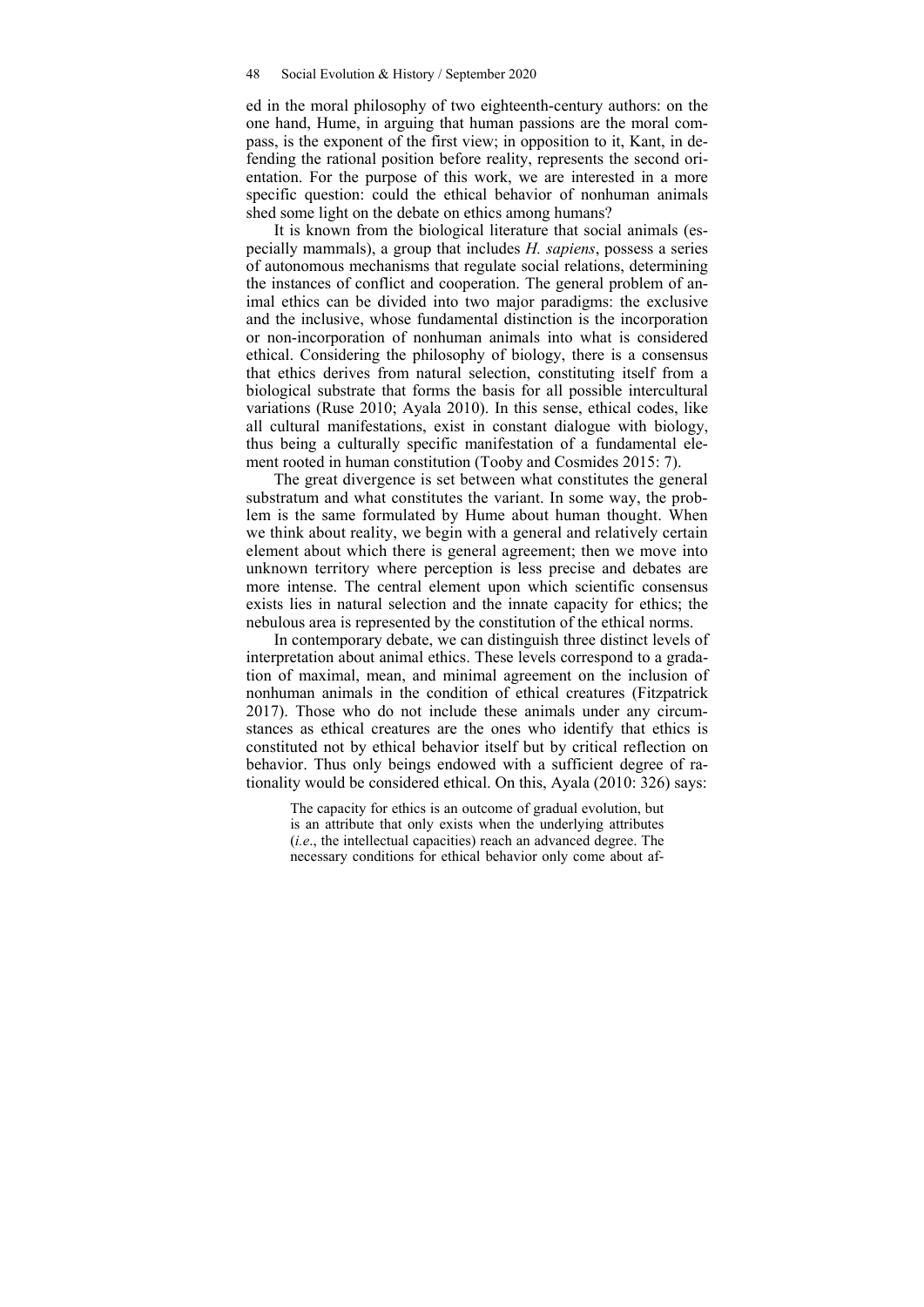ed in the moral philosophy of two eighteenth-century authors: on the one hand, Hume, in arguing that human passions are the moral compass, is the exponent of the first view; in opposition to it, Kant, in defending the rational position before reality, represents the second orientation. For the purpose of this work, we are interested in a more specific question: could the ethical behavior of nonhuman animals shed some light on the debate on ethics among humans?

It is known from the biological literature that social animals (especially mammals), a group that includes *H. sapiens*, possess a series of autonomous mechanisms that regulate social relations, determining the instances of conflict and cooperation. The general problem of animal ethics can be divided into two major paradigms: the exclusive and the inclusive, whose fundamental distinction is the incorporation or non-incorporation of nonhuman animals into what is considered ethical. Considering the philosophy of biology, there is a consensus that ethics derives from natural selection, constituting itself from a biological substrate that forms the basis for all possible intercultural variations (Ruse 2010; Ayala 2010). In this sense, ethical codes, like all cultural manifestations, exist in constant dialogue with biology, thus being a culturally specific manifestation of a fundamental element rooted in human constitution (Tooby and Cosmides 2015: 7).

The great divergence is set between what constitutes the general substratum and what constitutes the variant. In some way, the problem is the same formulated by Hume about human thought. When we think about reality, we begin with a general and relatively certain element about which there is general agreement; then we move into unknown territory where perception is less precise and debates are more intense. The central element upon which scientific consensus exists lies in natural selection and the innate capacity for ethics; the nebulous area is represented by the constitution of the ethical norms.

In contemporary debate, we can distinguish three distinct levels of interpretation about animal ethics. These levels correspond to a gradation of maximal, mean, and minimal agreement on the inclusion of nonhuman animals in the condition of ethical creatures (Fitzpatrick 2017). Those who do not include these animals under any circumstances as ethical creatures are the ones who identify that ethics is constituted not by ethical behavior itself but by critical reflection on behavior. Thus only beings endowed with a sufficient degree of rationality would be considered ethical. On this, Ayala (2010: 326) says:

> The capacity for ethics is an outcome of gradual evolution, but is an attribute that only exists when the underlying attributes (*i.e.*, the intellectual capacities) reach an advanced degree. The necessary conditions for ethical behavior only come about af-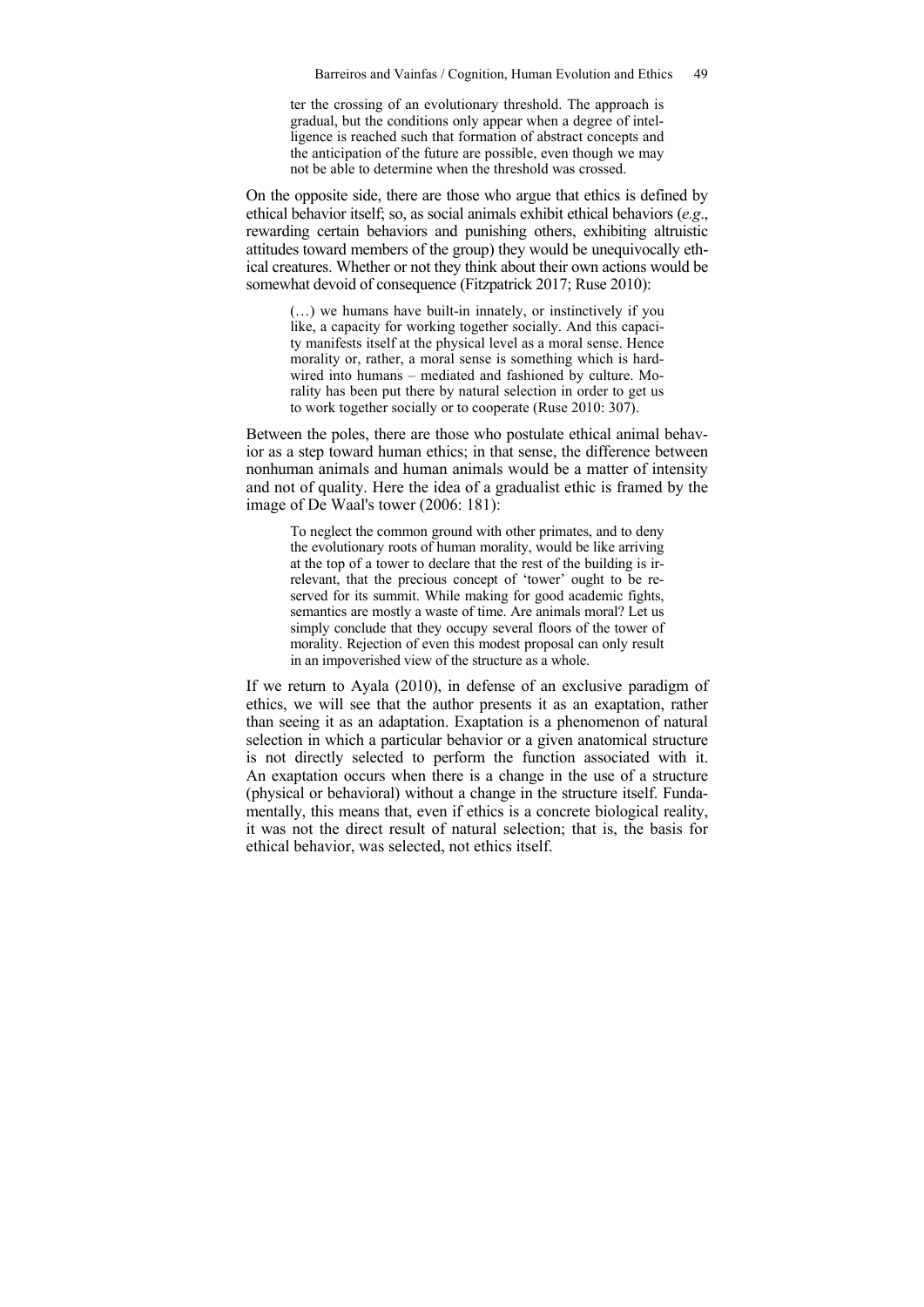> ter the crossing of an evolutionary threshold. The approach is gradual, but the conditions only appear when a degree of intelligence is reached such that formation of abstract concepts and the anticipation of the future are possible, even though we may not be able to determine when the threshold was crossed.

On the opposite side, there are those who argue that ethics is defined by ethical behavior itself; so, as social animals exhibit ethical behaviors (*e.g*., rewarding certain behaviors and punishing others, exhibiting altruistic attitudes toward members of the group) they would be unequivocally ethical creatures. Whether or not they think about their own actions would be somewhat devoid of consequence (Fitzpatrick 2017; Ruse 2010):

> (…) we humans have built-in innately, or instinctively if you like, a capacity for working together socially. And this capacity manifests itself at the physical level as a moral sense. Hence morality or, rather, a moral sense is something which is hardwired into humans – mediated and fashioned by culture. Morality has been put there by natural selection in order to get us to work together socially or to cooperate (Ruse 2010: 307).

Between the poles, there are those who postulate ethical animal behavior as a step toward human ethics; in that sense, the difference between nonhuman animals and human animals would be a matter of intensity and not of quality. Here the idea of a gradualist ethic is framed by the image of De Waal's tower (2006: 181):

> To neglect the common ground with other primates, and to deny the evolutionary roots of human morality, would be like arriving at the top of a tower to declare that the rest of the building is irrelevant, that the precious concept of 'tower' ought to be reserved for its summit. While making for good academic fights, semantics are mostly a waste of time. Are animals moral? Let us simply conclude that they occupy several floors of the tower of morality. Rejection of even this modest proposal can only result in an impoverished view of the structure as a whole.

If we return to Ayala (2010), in defense of an exclusive paradigm of ethics, we will see that the author presents it as an exaptation, rather than seeing it as an adaptation. Exaptation is a phenomenon of natural selection in which a particular behavior or a given anatomical structure is not directly selected to perform the function associated with it. An exaptation occurs when there is a change in the use of a structure (physical or behavioral) without a change in the structure itself. Fundamentally, this means that, even if ethics is a concrete biological reality, it was not the direct result of natural selection; that is, the basis for ethical behavior, was selected, not ethics itself.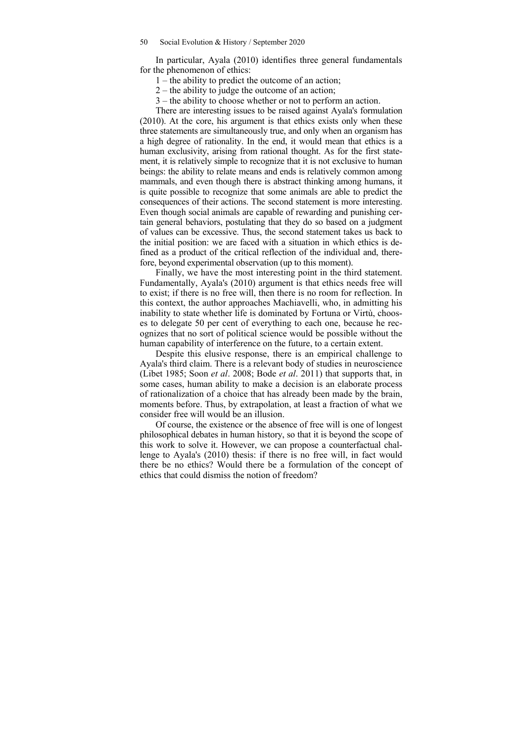In particular, Ayala (2010) identifies three general fundamentals for the phenomenon of ethics:

1 – the ability to predict the outcome of an action;

2 – the ability to judge the outcome of an action;

3 – the ability to choose whether or not to perform an action.

There are interesting issues to be raised against Ayala's formulation (2010). At the core, his argument is that ethics exists only when these three statements are simultaneously true, and only when an organism has a high degree of rationality. In the end, it would mean that ethics is a human exclusivity, arising from rational thought. As for the first statement, it is relatively simple to recognize that it is not exclusive to human beings: the ability to relate means and ends is relatively common among mammals, and even though there is abstract thinking among humans, it is quite possible to recognize that some animals are able to predict the consequences of their actions. The second statement is more interesting. Even though social animals are capable of rewarding and punishing certain general behaviors, postulating that they do so based on a judgment of values can be excessive. Thus, the second statement takes us back to the initial position: we are faced with a situation in which ethics is defined as a product of the critical reflection of the individual and, therefore, beyond experimental observation (up to this moment).

Finally, we have the most interesting point in the third statement. Fundamentally, Ayala's (2010) argument is that ethics needs free will to exist; if there is no free will, then there is no room for reflection. In this context, the author approaches Machiavelli, who, in admitting his inability to state whether life is dominated by Fortuna or Virtù, chooses to delegate 50 per cent of everything to each one, because he recognizes that no sort of political science would be possible without the human capability of interference on the future, to a certain extent.

Despite this elusive response, there is an empirical challenge to Ayala's third claim. There is a relevant body of studies in neuroscience (Libet 1985; Soon *et al*. 2008; Bode *et al*. 2011) that supports that, in some cases, human ability to make a decision is an elaborate process of rationalization of a choice that has already been made by the brain, moments before. Thus, by extrapolation, at least a fraction of what we consider free will would be an illusion.

Of course, the existence or the absence of free will is one of longest philosophical debates in human history, so that it is beyond the scope of this work to solve it. However, we can propose a counterfactual challenge to Ayala's (2010) thesis: if there is no free will, in fact would there be no ethics? Would there be a formulation of the concept of ethics that could dismiss the notion of freedom?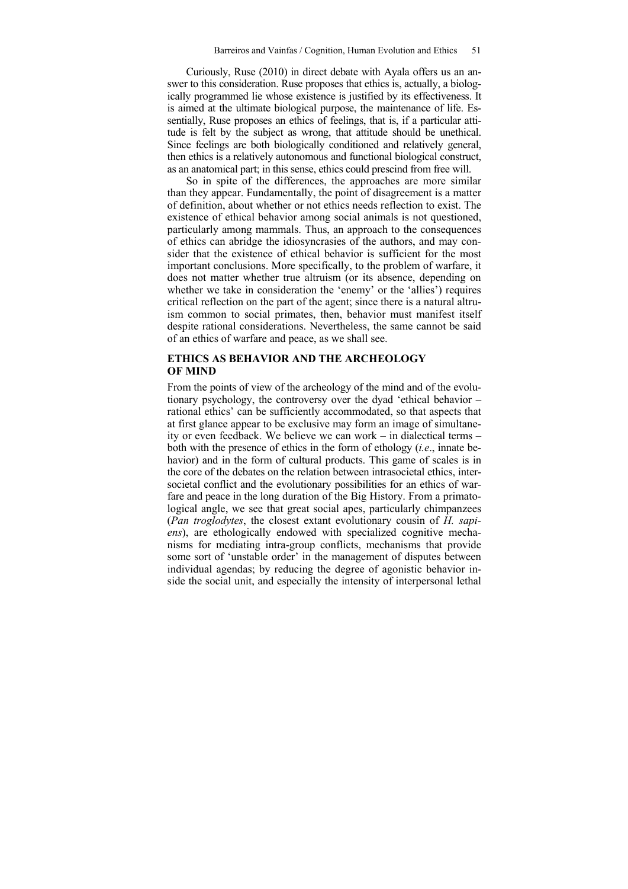Curiously, Ruse (2010) in direct debate with Ayala offers us an answer to this consideration. Ruse proposes that ethics is, actually, a biologically programmed lie whose existence is justified by its effectiveness. It is aimed at the ultimate biological purpose, the maintenance of life. Essentially, Ruse proposes an ethics of feelings, that is, if a particular attitude is felt by the subject as wrong, that attitude should be unethical. Since feelings are both biologically conditioned and relatively general, then ethics is a relatively autonomous and functional biological construct, as an anatomical part; in this sense, ethics could prescind from free will.

So in spite of the differences, the approaches are more similar than they appear. Fundamentally, the point of disagreement is a matter of definition, about whether or not ethics needs reflection to exist. The existence of ethical behavior among social animals is not questioned, particularly among mammals. Thus, an approach to the consequences of ethics can abridge the idiosyncrasies of the authors, and may consider that the existence of ethical behavior is sufficient for the most important conclusions. More specifically, to the problem of warfare, it does not matter whether true altruism (or its absence, depending on whether we take in consideration the 'enemy' or the 'allies') requires critical reflection on the part of the agent; since there is a natural altruism common to social primates, then, behavior must manifest itself despite rational considerations. Nevertheless, the same cannot be said of an ethics of warfare and peace, as we shall see.

## ETHICS AS BEHAVIOR AND THE ARCHEOLOGY OF MIND

From the points of view of the archeology of the mind and of the evolutionary psychology, the controversy over the dyad 'ethical behavior – rational ethics' can be sufficiently accommodated, so that aspects that at first glance appear to be exclusive may form an image of simultaneity or even feedback. We believe we can work – in dialectical terms – both with the presence of ethics in the form of ethology (*i.e*., innate behavior) and in the form of cultural products. This game of scales is in the core of the debates on the relation between intrasocietal ethics, intersocietal conflict and the evolutionary possibilities for an ethics of warfare and peace in the long duration of the Big History. From a primatological angle, we see that great social apes, particularly chimpanzees (*Pan troglodytes*, the closest extant evolutionary cousin of *H. sapiens*), are ethologically endowed with specialized cognitive mechanisms for mediating intra-group conflicts, mechanisms that provide some sort of 'unstable order' in the management of disputes between individual agendas; by reducing the degree of agonistic behavior inside the social unit, and especially the intensity of interpersonal lethal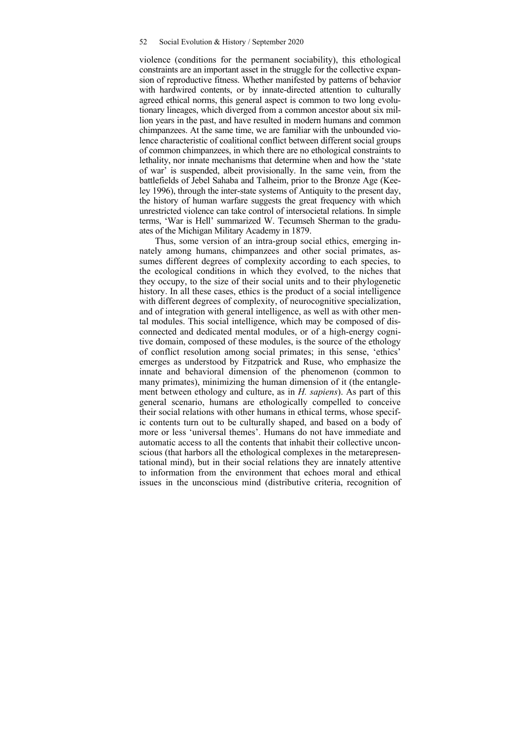violence (conditions for the permanent sociability), this ethological constraints are an important asset in the struggle for the collective expansion of reproductive fitness. Whether manifested by patterns of behavior with hardwired contents, or by innate-directed attention to culturally agreed ethical norms, this general aspect is common to two long evolutionary lineages, which diverged from a common ancestor about six million years in the past, and have resulted in modern humans and common chimpanzees. At the same time, we are familiar with the unbounded violence characteristic of coalitional conflict between different social groups of common chimpanzees, in which there are no ethological constraints to lethality, nor innate mechanisms that determine when and how the 'state of war' is suspended, albeit provisionally. In the same vein, from the battlefields of Jebel Sahaba and Talheim, prior to the Bronze Age (Keeley 1996), through the inter-state systems of Antiquity to the present day, the history of human warfare suggests the great frequency with which unrestricted violence can take control of intersocietal relations. In simple terms, 'War is Hell' summarized W. Tecumseh Sherman to the graduates of the Michigan Military Academy in 1879.

Thus, some version of an intra-group social ethics, emerging innately among humans, chimpanzees and other social primates, assumes different degrees of complexity according to each species, to the ecological conditions in which they evolved, to the niches that they occupy, to the size of their social units and to their phylogenetic history. In all these cases, ethics is the product of a social intelligence with different degrees of complexity, of neurocognitive specialization, and of integration with general intelligence, as well as with other mental modules. This social intelligence, which may be composed of disconnected and dedicated mental modules, or of a high-energy cognitive domain, composed of these modules, is the source of the ethology of conflict resolution among social primates; in this sense, 'ethics' emerges as understood by Fitzpatrick and Ruse, who emphasize the innate and behavioral dimension of the phenomenon (common to many primates), minimizing the human dimension of it (the entanglement between ethology and culture, as in *H. sapiens*). As part of this general scenario, humans are ethologically compelled to conceive their social relations with other humans in ethical terms, whose specific contents turn out to be culturally shaped, and based on a body of more or less 'universal themes'. Humans do not have immediate and automatic access to all the contents that inhabit their collective unconscious (that harbors all the ethological complexes in the metarepresentational mind), but in their social relations they are innately attentive to information from the environment that echoes moral and ethical issues in the unconscious mind (distributive criteria, recognition of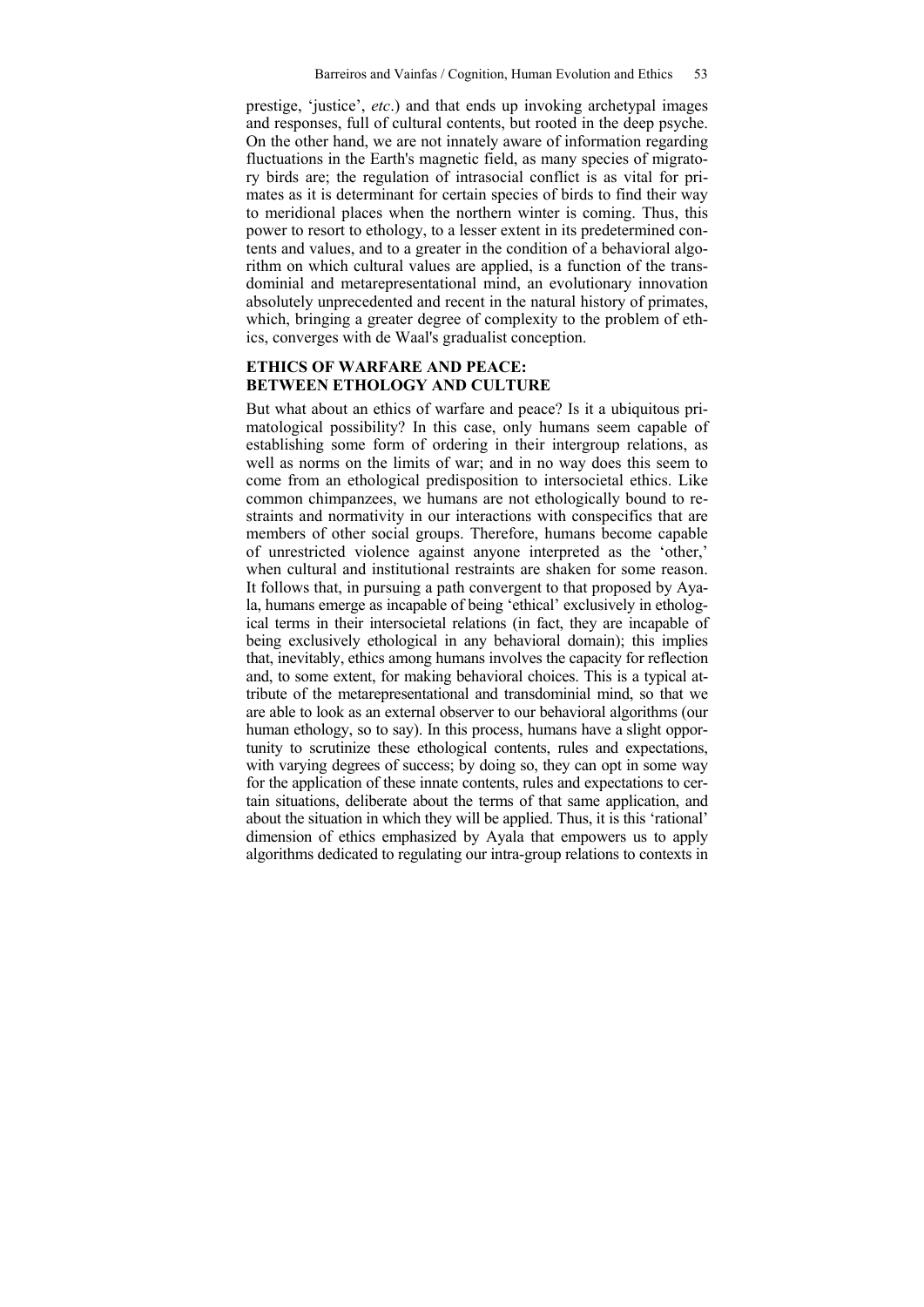prestige, 'justice', *etc*.) and that ends up invoking archetypal images and responses, full of cultural contents, but rooted in the deep psyche. On the other hand, we are not innately aware of information regarding fluctuations in the Earth's magnetic field, as many species of migratory birds are; the regulation of intrasocial conflict is as vital for primates as it is determinant for certain species of birds to find their way to meridional places when the northern winter is coming. Thus, this power to resort to ethology, to a lesser extent in its predetermined contents and values, and to a greater in the condition of a behavioral algorithm on which cultural values are applied, is a function of the transdominial and metarepresentational mind, an evolutionary innovation absolutely unprecedented and recent in the natural history of primates, which, bringing a greater degree of complexity to the problem of ethics, converges with de Waal's gradualist conception.

## ETHICS OF WARFARE AND PEACE: BETWEEN ETHOLOGY AND CULTURE

But what about an ethics of warfare and peace? Is it a ubiquitous primatological possibility? In this case, only humans seem capable of establishing some form of ordering in their intergroup relations, as well as norms on the limits of war; and in no way does this seem to come from an ethological predisposition to intersocietal ethics. Like common chimpanzees, we humans are not ethologically bound to restraints and normativity in our interactions with conspecifics that are members of other social groups. Therefore, humans become capable of unrestricted violence against anyone interpreted as the 'other,' when cultural and institutional restraints are shaken for some reason. It follows that, in pursuing a path convergent to that proposed by Ayala, humans emerge as incapable of being 'ethical' exclusively in ethological terms in their intersocietal relations (in fact, they are incapable of being exclusively ethological in any behavioral domain); this implies that, inevitably, ethics among humans involves the capacity for reflection and, to some extent, for making behavioral choices. This is a typical attribute of the metarepresentational and transdominial mind, so that we are able to look as an external observer to our behavioral algorithms (our human ethology, so to say). In this process, humans have a slight opportunity to scrutinize these ethological contents, rules and expectations, with varying degrees of success; by doing so, they can opt in some way for the application of these innate contents, rules and expectations to certain situations, deliberate about the terms of that same application, and about the situation in which they will be applied. Thus, it is this 'rational' dimension of ethics emphasized by Ayala that empowers us to apply algorithms dedicated to regulating our intra-group relations to contexts in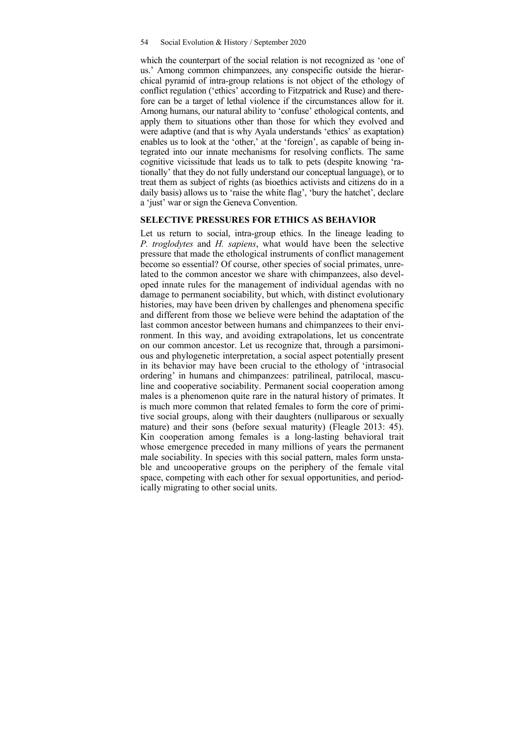which the counterpart of the social relation is not recognized as 'one of us.' Among common chimpanzees, any conspecific outside the hierarchical pyramid of intra-group relations is not object of the ethology of conflict regulation ('ethics' according to Fitzpatrick and Ruse) and therefore can be a target of lethal violence if the circumstances allow for it. Among humans, our natural ability to 'confuse' ethological contents, and apply them to situations other than those for which they evolved and were adaptive (and that is why Ayala understands 'ethics' as exaptation) enables us to look at the 'other,' at the 'foreign', as capable of being integrated into our innate mechanisms for resolving conflicts. The same cognitive vicissitude that leads us to talk to pets (despite knowing 'rationally' that they do not fully understand our conceptual language), or to treat them as subject of rights (as bioethics activists and citizens do in a daily basis) allows us to 'raise the white flag', 'bury the hatchet', declare a 'just' war or sign the Geneva Convention.

## SELECTIVE PRESSURES FOR ETHICS AS BEHAVIOR

Let us return to social, intra-group ethics. In the lineage leading to *P. troglodytes* and *H. sapiens*, what would have been the selective pressure that made the ethological instruments of conflict management become so essential? Of course, other species of social primates, unrelated to the common ancestor we share with chimpanzees, also developed innate rules for the management of individual agendas with no damage to permanent sociability, but which, with distinct evolutionary histories, may have been driven by challenges and phenomena specific and different from those we believe were behind the adaptation of the last common ancestor between humans and chimpanzees to their environment. In this way, and avoiding extrapolations, let us concentrate on our common ancestor. Let us recognize that, through a parsimonious and phylogenetic interpretation, a social aspect potentially present in its behavior may have been crucial to the ethology of 'intrasocial ordering' in humans and chimpanzees: patrilineal, patrilocal, masculine and cooperative sociability. Permanent social cooperation among males is a phenomenon quite rare in the natural history of primates. It is much more common that related females to form the core of primitive social groups, along with their daughters (nulliparous or sexually mature) and their sons (before sexual maturity) (Fleagle 2013: 45). Kin cooperation among females is a long-lasting behavioral trait whose emergence preceded in many millions of years the permanent male sociability. In species with this social pattern, males form unstable and uncooperative groups on the periphery of the female vital space, competing with each other for sexual opportunities, and periodically migrating to other social units.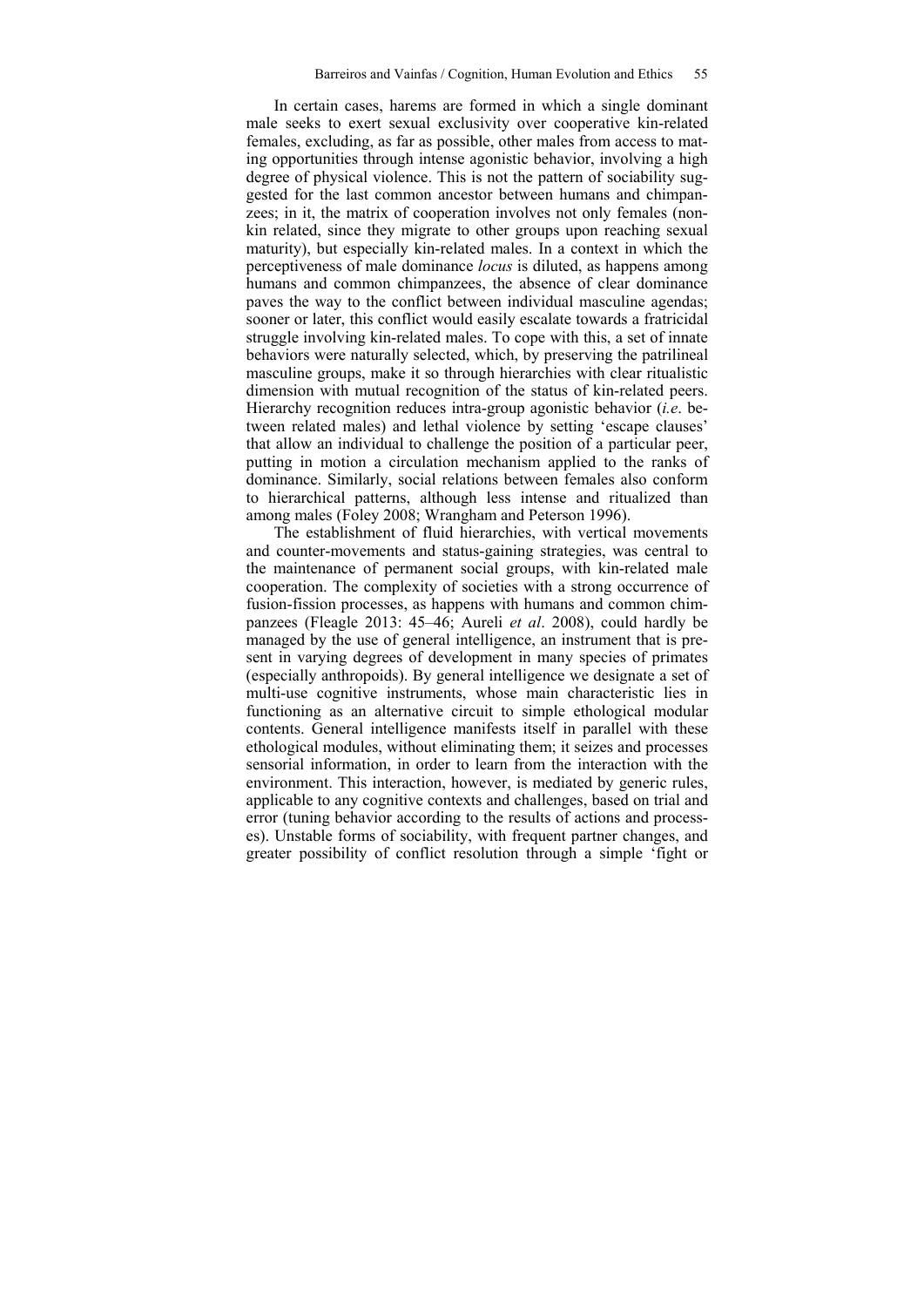In certain cases, harems are formed in which a single dominant male seeks to exert sexual exclusivity over cooperative kin-related females, excluding, as far as possible, other males from access to mating opportunities through intense agonistic behavior, involving a high degree of physical violence. This is not the pattern of sociability suggested for the last common ancestor between humans and chimpanzees; in it, the matrix of cooperation involves not only females (non-kin related, since they migrate to other groups upon reaching sexual maturity), but especially kin-related males. In a context in which the perceptiveness of male dominance *locus* is diluted, as happens among humans and common chimpanzees, the absence of clear dominance paves the way to the conflict between individual masculine agendas; sooner or later, this conflict would easily escalate towards a fratricidal struggle involving kin-related males. To cope with this, a set of innate behaviors were naturally selected, which, by preserving the patrilineal masculine groups, make it so through hierarchies with clear ritualistic dimension with mutual recognition of the status of kin-related peers. Hierarchy recognition reduces intra-group agonistic behavior (*i.e*. between related males) and lethal violence by setting 'escape clauses' that allow an individual to challenge the position of a particular peer, putting in motion a circulation mechanism applied to the ranks of dominance. Similarly, social relations between females also conform to hierarchical patterns, although less intense and ritualized than among males (Foley 2008; Wrangham and Peterson 1996).

The establishment of fluid hierarchies, with vertical movements and counter-movements and status-gaining strategies, was central to the maintenance of permanent social groups, with kin-related male cooperation. The complexity of societies with a strong occurrence of fusion-fission processes, as happens with humans and common chimpanzees (Fleagle 2013: 45–46; Aureli *et al*. 2008), could hardly be managed by the use of general intelligence, an instrument that is present in varying degrees of development in many species of primates (especially anthropoids). By general intelligence we designate a set of multi-use cognitive instruments, whose main characteristic lies in functioning as an alternative circuit to simple ethological modular contents. General intelligence manifests itself in parallel with these ethological modules, without eliminating them; it seizes and processes sensorial information, in order to learn from the interaction with the environment. This interaction, however, is mediated by generic rules, applicable to any cognitive contexts and challenges, based on trial and error (tuning behavior according to the results of actions and processes). Unstable forms of sociability, with frequent partner changes, and greater possibility of conflict resolution through a simple 'fight or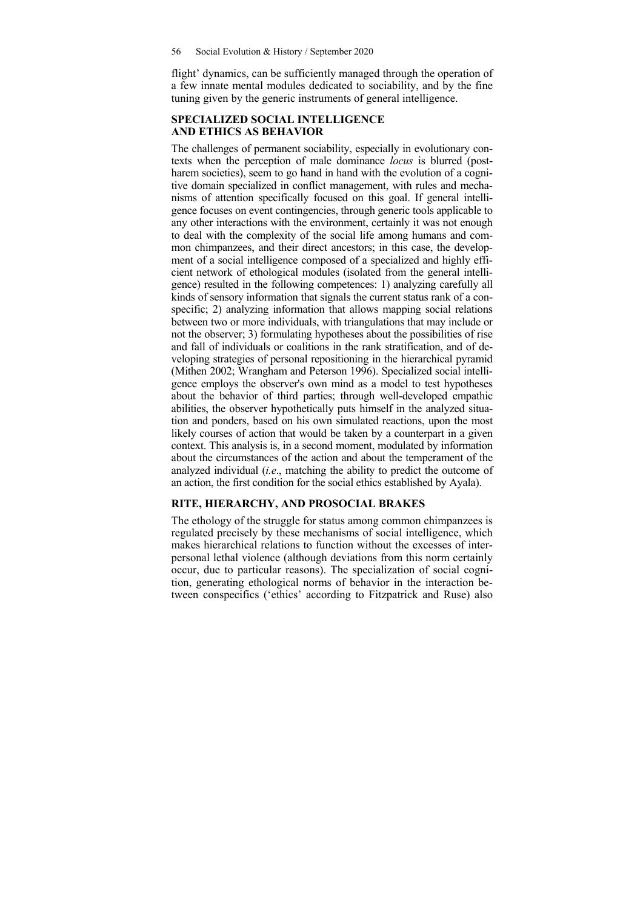flight' dynamics, can be sufficiently managed through the operation of a few innate mental modules dedicated to sociability, and by the fine tuning given by the generic instruments of general intelligence.

## SPECIALIZED SOCIAL INTELLIGENCE AND ETHICS AS BEHAVIOR

The challenges of permanent sociability, especially in evolutionary contexts when the perception of male dominance *locus* is blurred (post-harem societies), seem to go hand in hand with the evolution of a cognitive domain specialized in conflict management, with rules and mechanisms of attention specifically focused on this goal. If general intelligence focuses on event contingencies, through generic tools applicable to any other interactions with the environment, certainly it was not enough to deal with the complexity of the social life among humans and common chimpanzees, and their direct ancestors; in this case, the development of a social intelligence composed of a specialized and highly efficient network of ethological modules (isolated from the general intelligence) resulted in the following competences: 1) analyzing carefully all kinds of sensory information that signals the current status rank of a conspecific; 2) analyzing information that allows mapping social relations between two or more individuals, with triangulations that may include or not the observer; 3) formulating hypotheses about the possibilities of rise and fall of individuals or coalitions in the rank stratification, and of developing strategies of personal repositioning in the hierarchical pyramid (Mithen 2002; Wrangham and Peterson 1996). Specialized social intelligence employs the observer's own mind as a model to test hypotheses about the behavior of third parties; through well-developed empathic abilities, the observer hypothetically puts himself in the analyzed situation and ponders, based on his own simulated reactions, upon the most likely courses of action that would be taken by a counterpart in a given context. This analysis is, in a second moment, modulated by information about the circumstances of the action and about the temperament of the analyzed individual (*i.e*., matching the ability to predict the outcome of an action, the first condition for the social ethics established by Ayala).

## RITE, HIERARCHY, AND PROSOCIAL BRAKES

The ethology of the struggle for status among common chimpanzees is regulated precisely by these mechanisms of social intelligence, which makes hierarchical relations to function without the excesses of interpersonal lethal violence (although deviations from this norm certainly occur, due to particular reasons). The specialization of social cognition, generating ethological norms of behavior in the interaction between conspecifics ('ethics' according to Fitzpatrick and Ruse) also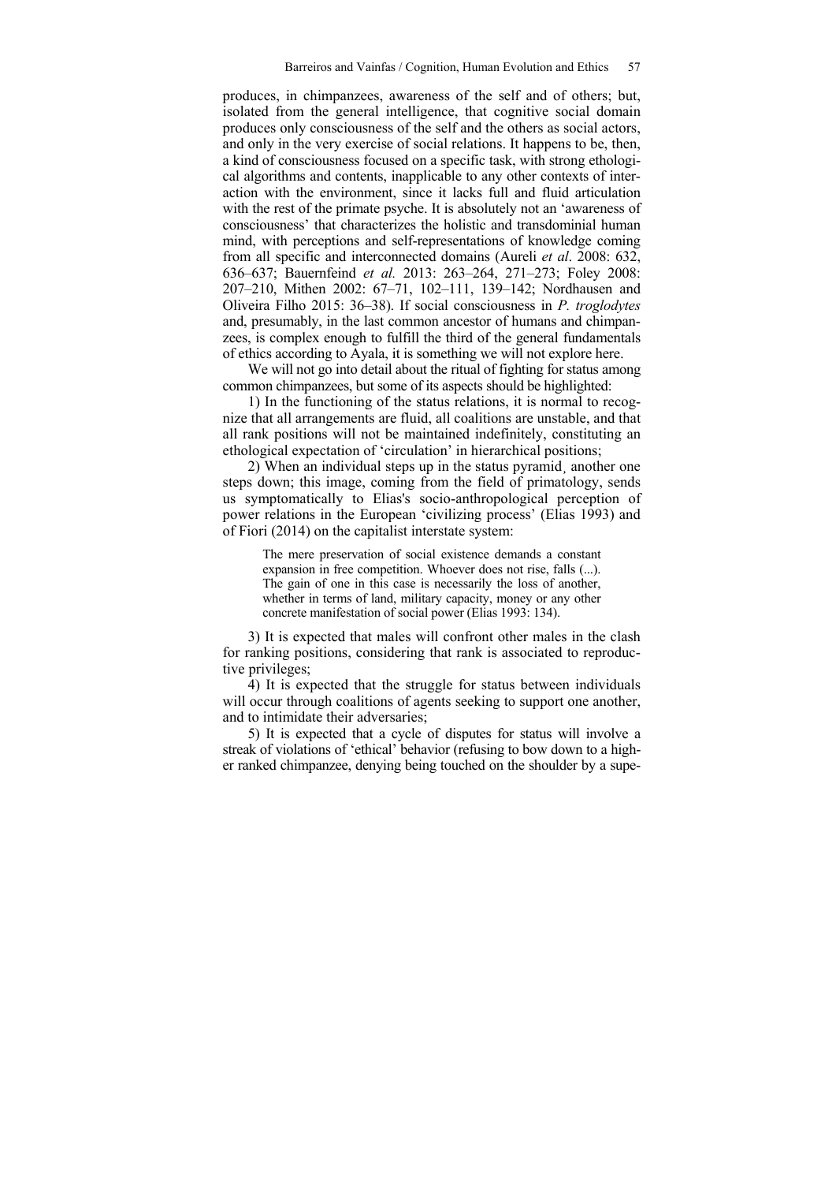produces, in chimpanzees, awareness of the self and of others; but, isolated from the general intelligence, that cognitive social domain produces only consciousness of the self and the others as social actors, and only in the very exercise of social relations. It happens to be, then, a kind of consciousness focused on a specific task, with strong ethological algorithms and contents, inapplicable to any other contexts of interaction with the environment, since it lacks full and fluid articulation with the rest of the primate psyche. It is absolutely not an 'awareness of consciousness' that characterizes the holistic and transdominial human mind, with perceptions and self-representations of knowledge coming from all specific and interconnected domains (Aureli *et al*. 2008: 632, 636–637; Bauernfeind *et al.* 2013: 263–264, 271–273; Foley 2008: 207–210, Mithen 2002: 67–71, 102–111, 139–142; Nordhausen and Oliveira Filho 2015: 36–38). If social consciousness in *P. troglodytes* and, presumably, in the last common ancestor of humans and chimpanzees, is complex enough to fulfill the third of the general fundamentals of ethics according to Ayala, it is something we will not explore here.

We will not go into detail about the ritual of fighting for status among common chimpanzees, but some of its aspects should be highlighted:

1) In the functioning of the status relations, it is normal to recognize that all arrangements are fluid, all coalitions are unstable, and that all rank positions will not be maintained indefinitely, constituting an ethological expectation of 'circulation' in hierarchical positions;

2) When an individual steps up in the status pyramid¸ another one steps down; this image, coming from the field of primatology, sends us symptomatically to Elias's socio-anthropological perception of power relations in the European 'civilizing process' (Elias 1993) and of Fiori (2014) on the capitalist interstate system:

> The mere preservation of social existence demands a constant expansion in free competition. Whoever does not rise, falls (...). The gain of one in this case is necessarily the loss of another, whether in terms of land, military capacity, money or any other concrete manifestation of social power (Elias 1993: 134).

3) It is expected that males will confront other males in the clash for ranking positions, considering that rank is associated to reproductive privileges;

4) It is expected that the struggle for status between individuals will occur through coalitions of agents seeking to support one another, and to intimidate their adversaries;

5) It is expected that a cycle of disputes for status will involve a streak of violations of 'ethical' behavior (refusing to bow down to a higher ranked chimpanzee, denying being touched on the shoulder by a supe-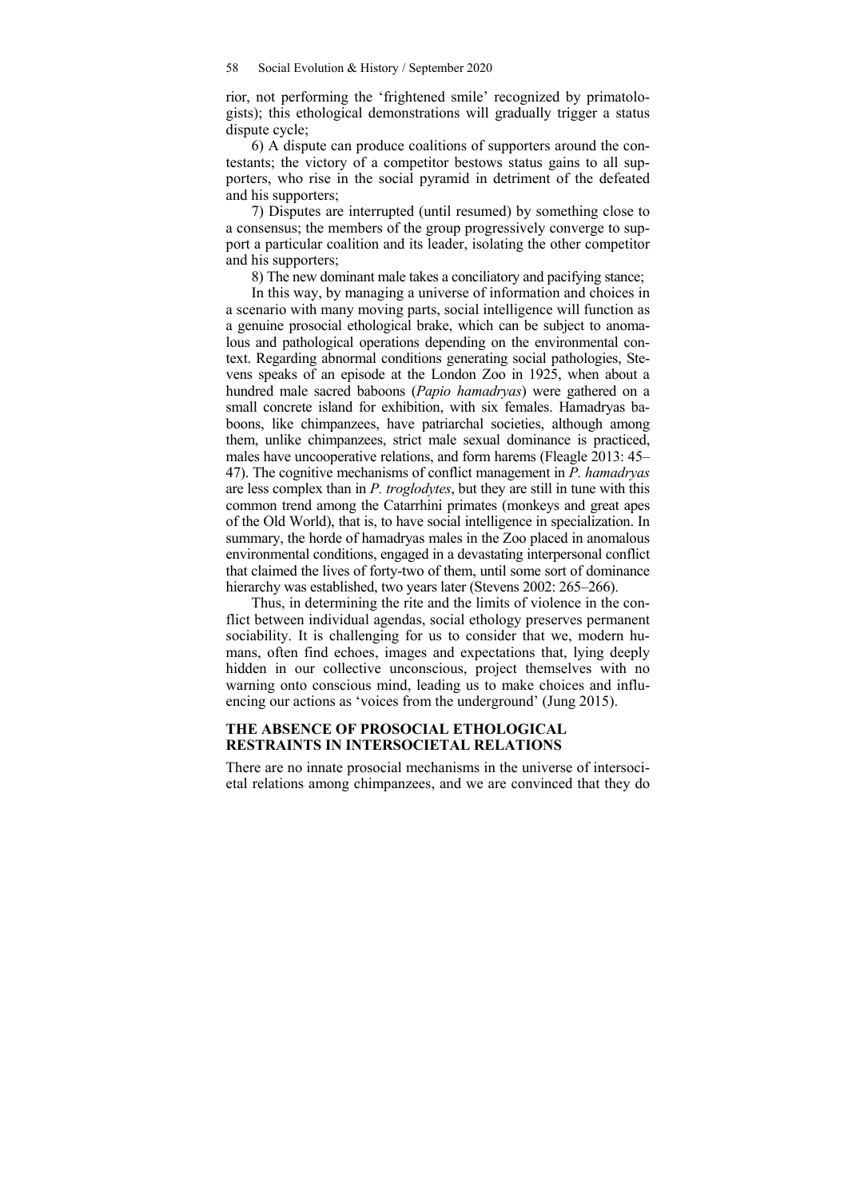rior, not performing the 'frightened smile' recognized by primatologists); this ethological demonstrations will gradually trigger a status dispute cycle;

6) A dispute can produce coalitions of supporters around the contestants; the victory of a competitor bestows status gains to all supporters, who rise in the social pyramid in detriment of the defeated and his supporters;

7) Disputes are interrupted (until resumed) by something close to a consensus; the members of the group progressively converge to support a particular coalition and its leader, isolating the other competitor and his supporters;

8) The new dominant male takes a conciliatory and pacifying stance;

In this way, by managing a universe of information and choices in a scenario with many moving parts, social intelligence will function as a genuine prosocial ethological brake, which can be subject to anomalous and pathological operations depending on the environmental context. Regarding abnormal conditions generating social pathologies, Stevens speaks of an episode at the London Zoo in 1925, when about a hundred male sacred baboons (*Papio hamadryas*) were gathered on a small concrete island for exhibition, with six females. Hamadryas baboons, like chimpanzees, have patriarchal societies, although among them, unlike chimpanzees, strict male sexual dominance is practiced, males have uncooperative relations, and form harems (Fleagle 2013: 45–47). The cognitive mechanisms of conflict management in *P. hamadryas* are less complex than in *P. troglodytes*, but they are still in tune with this common trend among the Catarrhini primates (monkeys and great apes of the Old World), that is, to have social intelligence in specialization. In summary, the horde of hamadryas males in the Zoo placed in anomalous environmental conditions, engaged in a devastating interpersonal conflict that claimed the lives of forty-two of them, until some sort of dominance hierarchy was established, two years later (Stevens 2002: 265–266).

Thus, in determining the rite and the limits of violence in the conflict between individual agendas, social ethology preserves permanent sociability. It is challenging for us to consider that we, modern humans, often find echoes, images and expectations that, lying deeply hidden in our collective unconscious, project themselves with no warning onto conscious mind, leading us to make choices and influencing our actions as 'voices from the underground' (Jung 2015).

## THE ABSENCE OF PROSOCIAL ETHOLOGICAL RESTRAINTS IN INTERSOCIETAL RELATIONS

There are no innate prosocial mechanisms in the universe of intersocietal relations among chimpanzees, and we are convinced that they do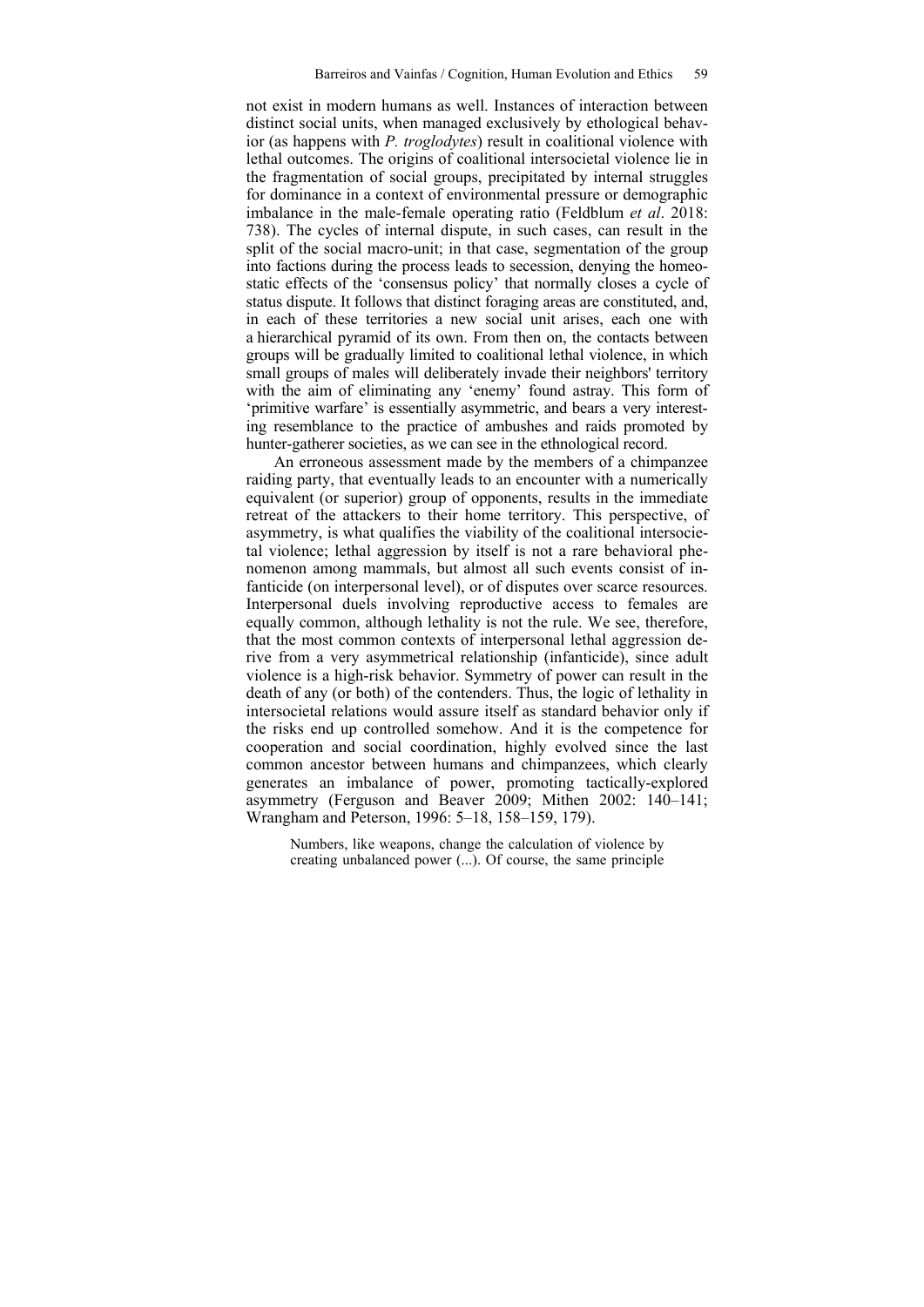not exist in modern humans as well. Instances of interaction between distinct social units, when managed exclusively by ethological behavior (as happens with *P. troglodytes*) result in coalitional violence with lethal outcomes. The origins of coalitional intersocietal violence lie in the fragmentation of social groups, precipitated by internal struggles for dominance in a context of environmental pressure or demographic imbalance in the male-female operating ratio (Feldblum *et al*. 2018: 738). The cycles of internal dispute, in such cases, can result in the split of the social macro-unit; in that case, segmentation of the group into factions during the process leads to secession, denying the homeostatic effects of the 'consensus policy' that normally closes a cycle of status dispute. It follows that distinct foraging areas are constituted, and, in each of these territories a new social unit arises, each one with a hierarchical pyramid of its own. From then on, the contacts between groups will be gradually limited to coalitional lethal violence, in which small groups of males will deliberately invade their neighbors' territory with the aim of eliminating any 'enemy' found astray. This form of 'primitive warfare' is essentially asymmetric, and bears a very interesting resemblance to the practice of ambushes and raids promoted by hunter-gatherer societies, as we can see in the ethnological record.

An erroneous assessment made by the members of a chimpanzee raiding party, that eventually leads to an encounter with a numerically equivalent (or superior) group of opponents, results in the immediate retreat of the attackers to their home territory. This perspective, of asymmetry, is what qualifies the viability of the coalitional intersocietal violence; lethal aggression by itself is not a rare behavioral phenomenon among mammals, but almost all such events consist of infanticide (on interpersonal level), or of disputes over scarce resources. Interpersonal duels involving reproductive access to females are equally common, although lethality is not the rule. We see, therefore, that the most common contexts of interpersonal lethal aggression derive from a very asymmetrical relationship (infanticide), since adult violence is a high-risk behavior. Symmetry of power can result in the death of any (or both) of the contenders. Thus, the logic of lethality in intersocietal relations would assure itself as standard behavior only if the risks end up controlled somehow. And it is the competence for cooperation and social coordination, highly evolved since the last common ancestor between humans and chimpanzees, which clearly generates an imbalance of power, promoting tactically-explored asymmetry (Ferguson and Beaver 2009; Mithen 2002: 140–141; Wrangham and Peterson, 1996: 5–18, 158–159, 179).

> Numbers, like weapons, change the calculation of violence by creating unbalanced power (...). Of course, the same principle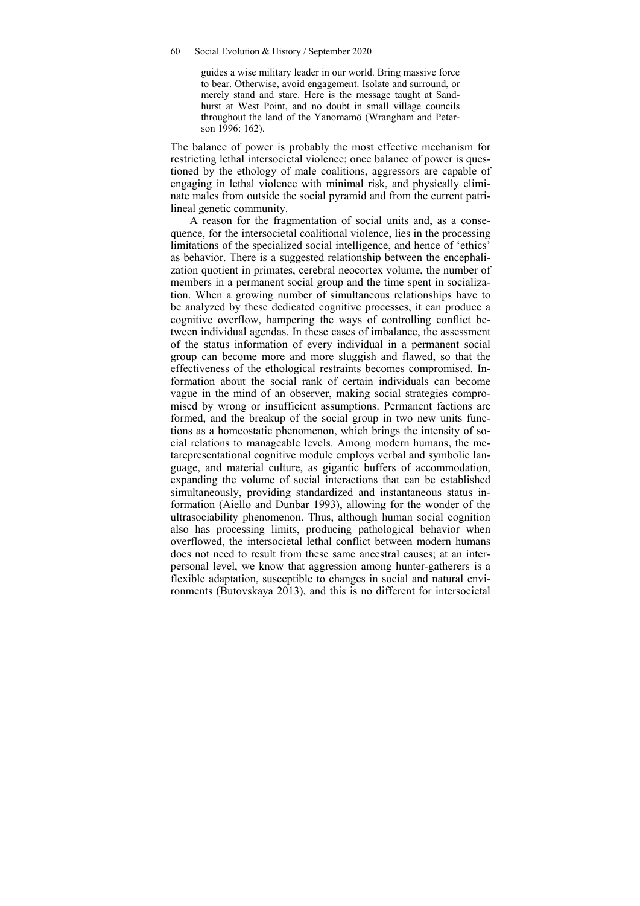> guides a wise military leader in our world. Bring massive force to bear. Otherwise, avoid engagement. Isolate and surround, or merely stand and stare. Here is the message taught at Sandhurst at West Point, and no doubt in small village councils throughout the land of the Yanomamö (Wrangham and Peterson 1996: 162).

The balance of power is probably the most effective mechanism for restricting lethal intersocietal violence; once balance of power is questioned by the ethology of male coalitions, aggressors are capable of engaging in lethal violence with minimal risk, and physically eliminate males from outside the social pyramid and from the current patrilineal genetic community.

A reason for the fragmentation of social units and, as a consequence, for the intersocietal coalitional violence, lies in the processing limitations of the specialized social intelligence, and hence of 'ethics' as behavior. There is a suggested relationship between the encephalization quotient in primates, cerebral neocortex volume, the number of members in a permanent social group and the time spent in socialization. When a growing number of simultaneous relationships have to be analyzed by these dedicated cognitive processes, it can produce a cognitive overflow, hampering the ways of controlling conflict between individual agendas. In these cases of imbalance, the assessment of the status information of every individual in a permanent social group can become more and more sluggish and flawed, so that the effectiveness of the ethological restraints becomes compromised. Information about the social rank of certain individuals can become vague in the mind of an observer, making social strategies compromised by wrong or insufficient assumptions. Permanent factions are formed, and the breakup of the social group in two new units functions as a homeostatic phenomenon, which brings the intensity of social relations to manageable levels. Among modern humans, the metarepresentational cognitive module employs verbal and symbolic language, and material culture, as gigantic buffers of accommodation, expanding the volume of social interactions that can be established simultaneously, providing standardized and instantaneous status information (Aiello and Dunbar 1993), allowing for the wonder of the ultrasociability phenomenon. Thus, although human social cognition also has processing limits, producing pathological behavior when overflowed, the intersocietal lethal conflict between modern humans does not need to result from these same ancestral causes; at an interpersonal level, we know that aggression among hunter-gatherers is a flexible adaptation, susceptible to changes in social and natural environments (Butovskaya 2013), and this is no different for intersocietal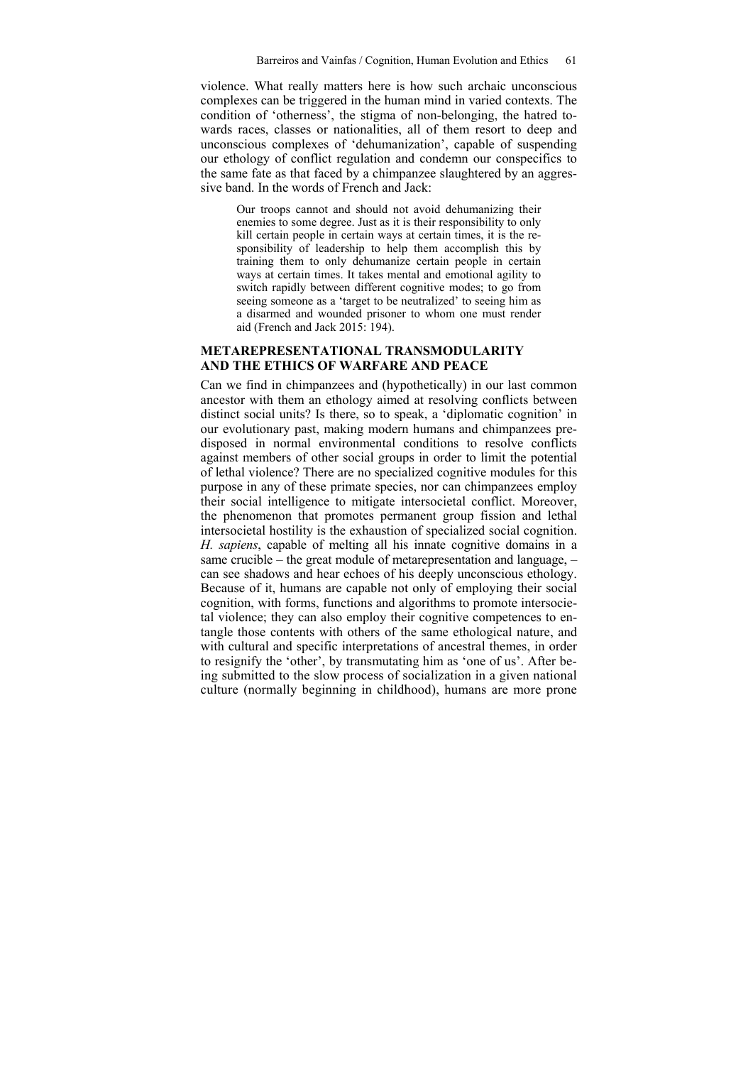violence. What really matters here is how such archaic unconscious complexes can be triggered in the human mind in varied contexts. The condition of 'otherness', the stigma of non-belonging, the hatred towards races, classes or nationalities, all of them resort to deep and unconscious complexes of 'dehumanization', capable of suspending our ethology of conflict regulation and condemn our conspecifics to the same fate as that faced by a chimpanzee slaughtered by an aggressive band. In the words of French and Jack:

> Our troops cannot and should not avoid dehumanizing their enemies to some degree. Just as it is their responsibility to only kill certain people in certain ways at certain times, it is the responsibility of leadership to help them accomplish this by training them to only dehumanize certain people in certain ways at certain times. It takes mental and emotional agility to switch rapidly between different cognitive modes; to go from seeing someone as a 'target to be neutralized' to seeing him as a disarmed and wounded prisoner to whom one must render aid (French and Jack 2015: 194).

## METAREPRESENTATIONAL TRANSMODULARITY AND THE ETHICS OF WARFARE AND PEACE

Can we find in chimpanzees and (hypothetically) in our last common ancestor with them an ethology aimed at resolving conflicts between distinct social units? Is there, so to speak, a 'diplomatic cognition' in our evolutionary past, making modern humans and chimpanzees predisposed in normal environmental conditions to resolve conflicts against members of other social groups in order to limit the potential of lethal violence? There are no specialized cognitive modules for this purpose in any of these primate species, nor can chimpanzees employ their social intelligence to mitigate intersocietal conflict. Moreover, the phenomenon that promotes permanent group fission and lethal intersocietal hostility is the exhaustion of specialized social cognition. *H. sapiens*, capable of melting all his innate cognitive domains in a same crucible – the great module of metarepresentation and language, – can see shadows and hear echoes of his deeply unconscious ethology. Because of it, humans are capable not only of employing their social cognition, with forms, functions and algorithms to promote intersocietal violence; they can also employ their cognitive competences to entangle those contents with others of the same ethological nature, and with cultural and specific interpretations of ancestral themes, in order to resignify the 'other', by transmutating him as 'one of us'. After being submitted to the slow process of socialization in a given national culture (normally beginning in childhood), humans are more prone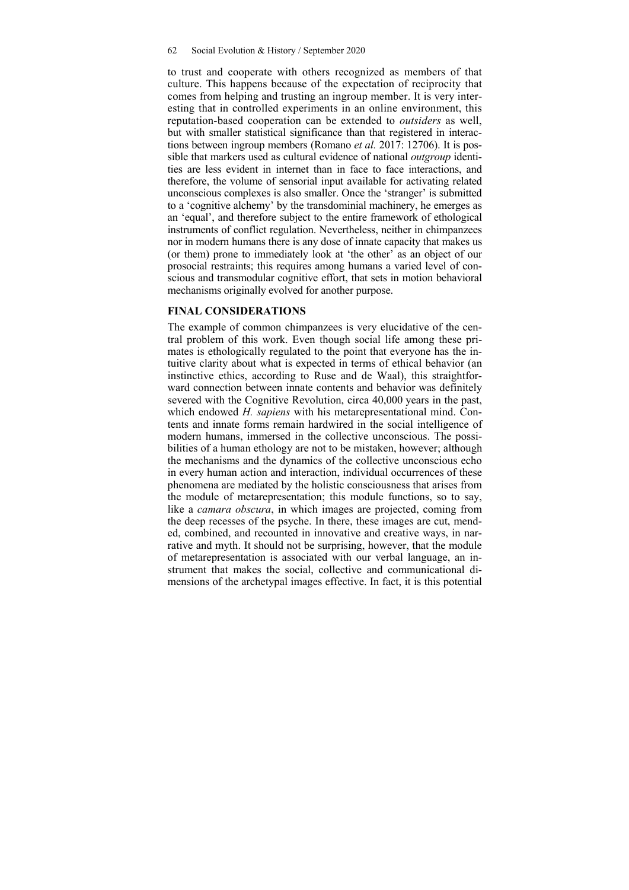to trust and cooperate with others recognized as members of that culture. This happens because of the expectation of reciprocity that comes from helping and trusting an ingroup member. It is very interesting that in controlled experiments in an online environment, this reputation-based cooperation can be extended to *outsiders* as well, but with smaller statistical significance than that registered in interactions between ingroup members (Romano *et al.* 2017: 12706). It is possible that markers used as cultural evidence of national *outgroup* identities are less evident in internet than in face to face interactions, and therefore, the volume of sensorial input available for activating related unconscious complexes is also smaller. Once the 'stranger' is submitted to a 'cognitive alchemy' by the transdominial machinery, he emerges as an 'equal', and therefore subject to the entire framework of ethological instruments of conflict regulation. Nevertheless, neither in chimpanzees nor in modern humans there is any dose of innate capacity that makes us (or them) prone to immediately look at 'the other' as an object of our prosocial restraints; this requires among humans a varied level of conscious and transmodular cognitive effort, that sets in motion behavioral mechanisms originally evolved for another purpose.

## FINAL CONSIDERATIONS

The example of common chimpanzees is very elucidative of the central problem of this work. Even though social life among these primates is ethologically regulated to the point that everyone has the intuitive clarity about what is expected in terms of ethical behavior (an instinctive ethics, according to Ruse and de Waal), this straightforward connection between innate contents and behavior was definitely severed with the Cognitive Revolution, circa 40,000 years in the past, which endowed *H. sapiens* with his metarepresentational mind. Contents and innate forms remain hardwired in the social intelligence of modern humans, immersed in the collective unconscious. The possibilities of a human ethology are not to be mistaken, however; although the mechanisms and the dynamics of the collective unconscious echo in every human action and interaction, individual occurrences of these phenomena are mediated by the holistic consciousness that arises from the module of metarepresentation; this module functions, so to say, like a *camara obscura*, in which images are projected, coming from the deep recesses of the psyche. In there, these images are cut, mended, combined, and recounted in innovative and creative ways, in narrative and myth. It should not be surprising, however, that the module of metarepresentation is associated with our verbal language, an instrument that makes the social, collective and communicational dimensions of the archetypal images effective. In fact, it is this potential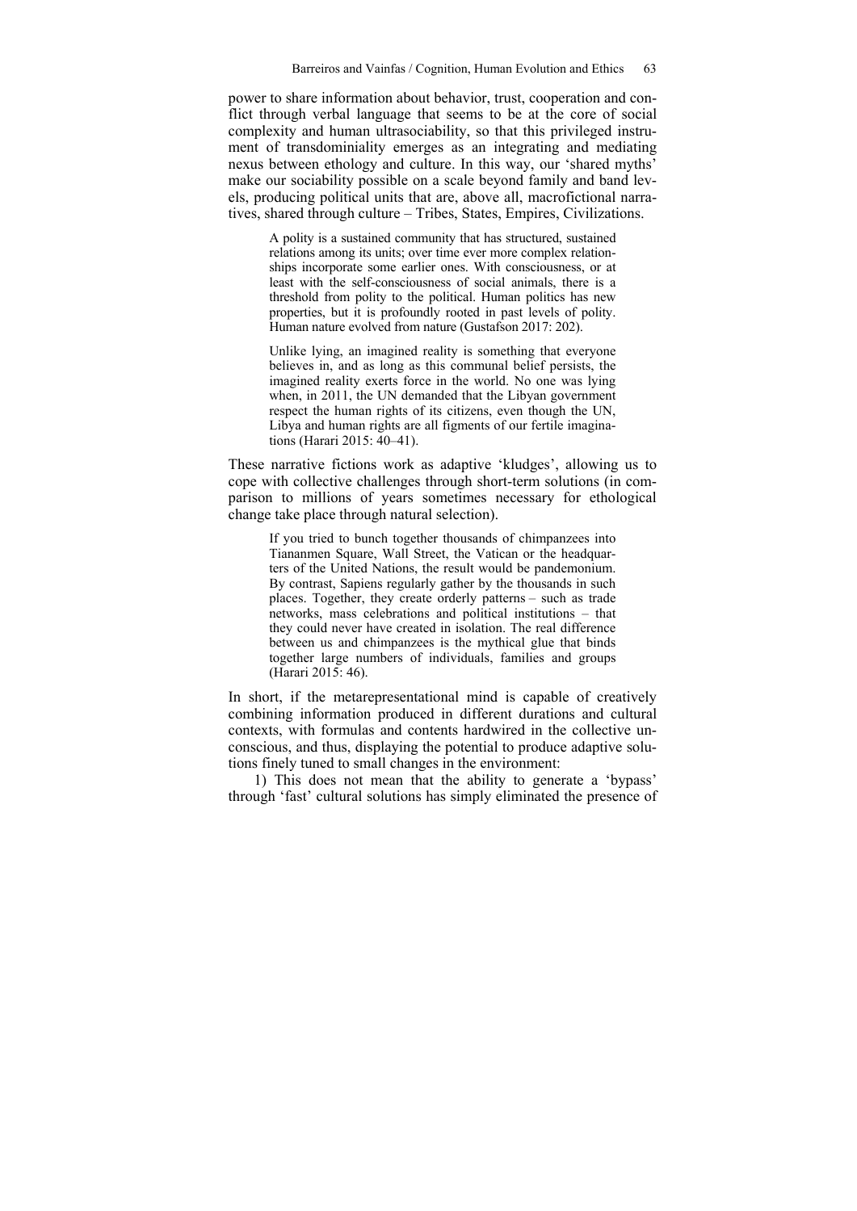power to share information about behavior, trust, cooperation and conflict through verbal language that seems to be at the core of social complexity and human ultrasociability, so that this privileged instrument of transdominiality emerges as an integrating and mediating nexus between ethology and culture. In this way, our 'shared myths' make our sociability possible on a scale beyond family and band levels, producing political units that are, above all, macrofictional narratives, shared through culture – Tribes, States, Empires, Civilizations.

> A polity is a sustained community that has structured, sustained relations among its units; over time ever more complex relationships incorporate some earlier ones. With consciousness, or at least with the self-consciousness of social animals, there is a threshold from polity to the political. Human politics has new properties, but it is profoundly rooted in past levels of polity. Human nature evolved from nature (Gustafson 2017: 202).

> Unlike lying, an imagined reality is something that everyone believes in, and as long as this communal belief persists, the imagined reality exerts force in the world. No one was lying when, in 2011, the UN demanded that the Libyan government respect the human rights of its citizens, even though the UN, Libya and human rights are all figments of our fertile imaginations (Harari 2015: 40–41).

These narrative fictions work as adaptive 'kludges', allowing us to cope with collective challenges through short-term solutions (in comparison to millions of years sometimes necessary for ethological change take place through natural selection).

> If you tried to bunch together thousands of chimpanzees into Tiananmen Square, Wall Street, the Vatican or the headquarters of the United Nations, the result would be pandemonium. By contrast, Sapiens regularly gather by the thousands in such places. Together, they create orderly patterns – such as trade networks, mass celebrations and political institutions – that they could never have created in isolation. The real difference between us and chimpanzees is the mythical glue that binds together large numbers of individuals, families and groups (Harari 2015: 46).

In short, if the metarepresentational mind is capable of creatively combining information produced in different durations and cultural contexts, with formulas and contents hardwired in the collective unconscious, and thus, displaying the potential to produce adaptive solutions finely tuned to small changes in the environment:

1) This does not mean that the ability to generate a 'bypass' through 'fast' cultural solutions has simply eliminated the presence of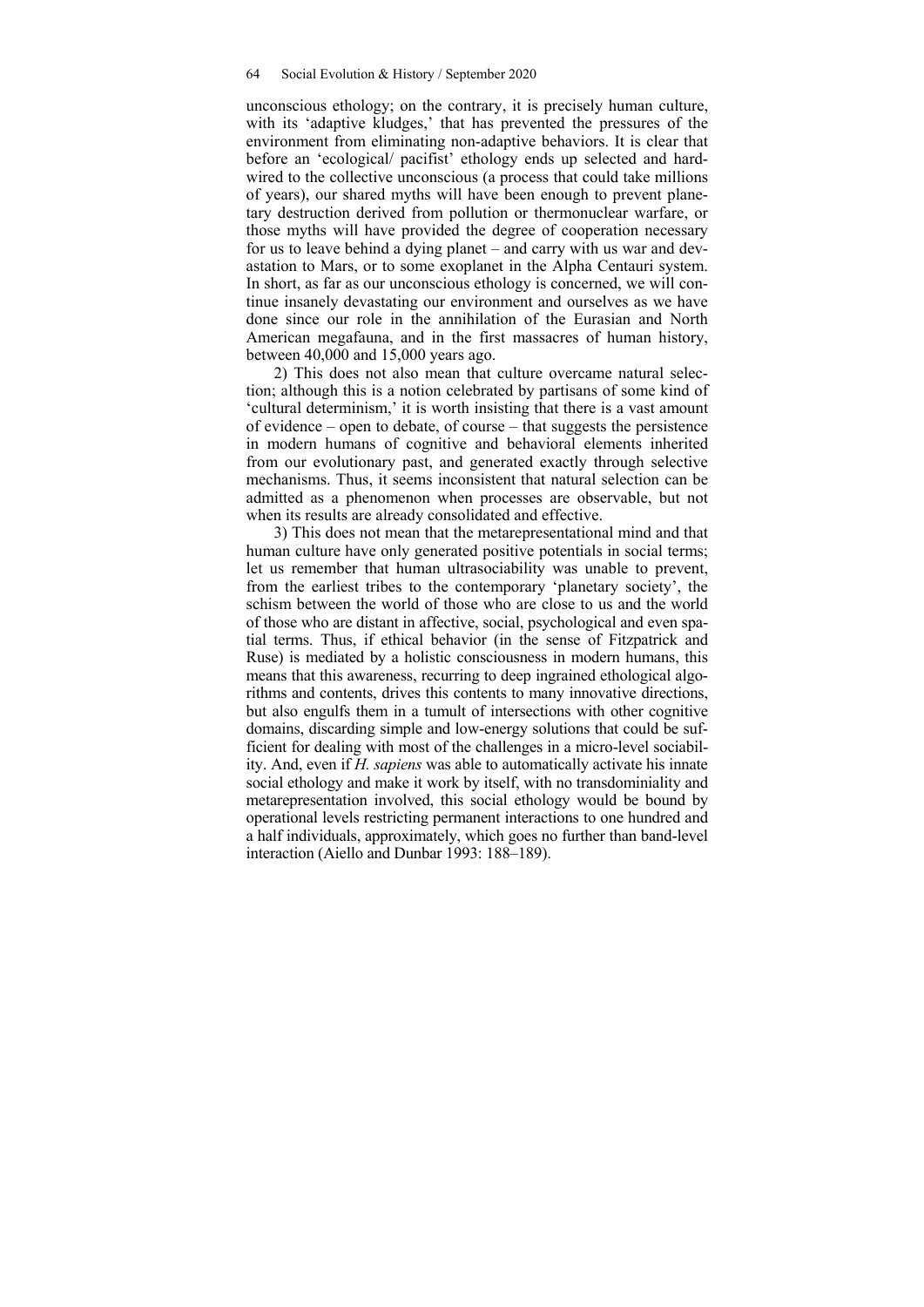unconscious ethology; on the contrary, it is precisely human culture, with its 'adaptive kludges,' that has prevented the pressures of the environment from eliminating non-adaptive behaviors. It is clear that before an 'ecological/ pacifist' ethology ends up selected and hardwired to the collective unconscious (a process that could take millions of years), our shared myths will have been enough to prevent planetary destruction derived from pollution or thermonuclear warfare, or those myths will have provided the degree of cooperation necessary for us to leave behind a dying planet – and carry with us war and devastation to Mars, or to some exoplanet in the Alpha Centauri system. In short, as far as our unconscious ethology is concerned, we will continue insanely devastating our environment and ourselves as we have done since our role in the annihilation of the Eurasian and North American megafauna, and in the first massacres of human history, between 40,000 and 15,000 years ago.

2) This does not also mean that culture overcame natural selection; although this is a notion celebrated by partisans of some kind of 'cultural determinism,' it is worth insisting that there is a vast amount of evidence – open to debate, of course – that suggests the persistence in modern humans of cognitive and behavioral elements inherited from our evolutionary past, and generated exactly through selective mechanisms. Thus, it seems inconsistent that natural selection can be admitted as a phenomenon when processes are observable, but not when its results are already consolidated and effective.

3) This does not mean that the metarepresentational mind and that human culture have only generated positive potentials in social terms; let us remember that human ultrasociability was unable to prevent, from the earliest tribes to the contemporary 'planetary society', the schism between the world of those who are close to us and the world of those who are distant in affective, social, psychological and even spatial terms. Thus, if ethical behavior (in the sense of Fitzpatrick and Ruse) is mediated by a holistic consciousness in modern humans, this means that this awareness, recurring to deep ingrained ethological algorithms and contents, drives this contents to many innovative directions, but also engulfs them in a tumult of intersections with other cognitive domains, discarding simple and low-energy solutions that could be sufficient for dealing with most of the challenges in a micro-level sociability. And, even if *H. sapiens* was able to automatically activate his innate social ethology and make it work by itself, with no transdominiality and metarepresentation involved, this social ethology would be bound by operational levels restricting permanent interactions to one hundred and a half individuals, approximately, which goes no further than band-level interaction (Aiello and Dunbar 1993: 188–189).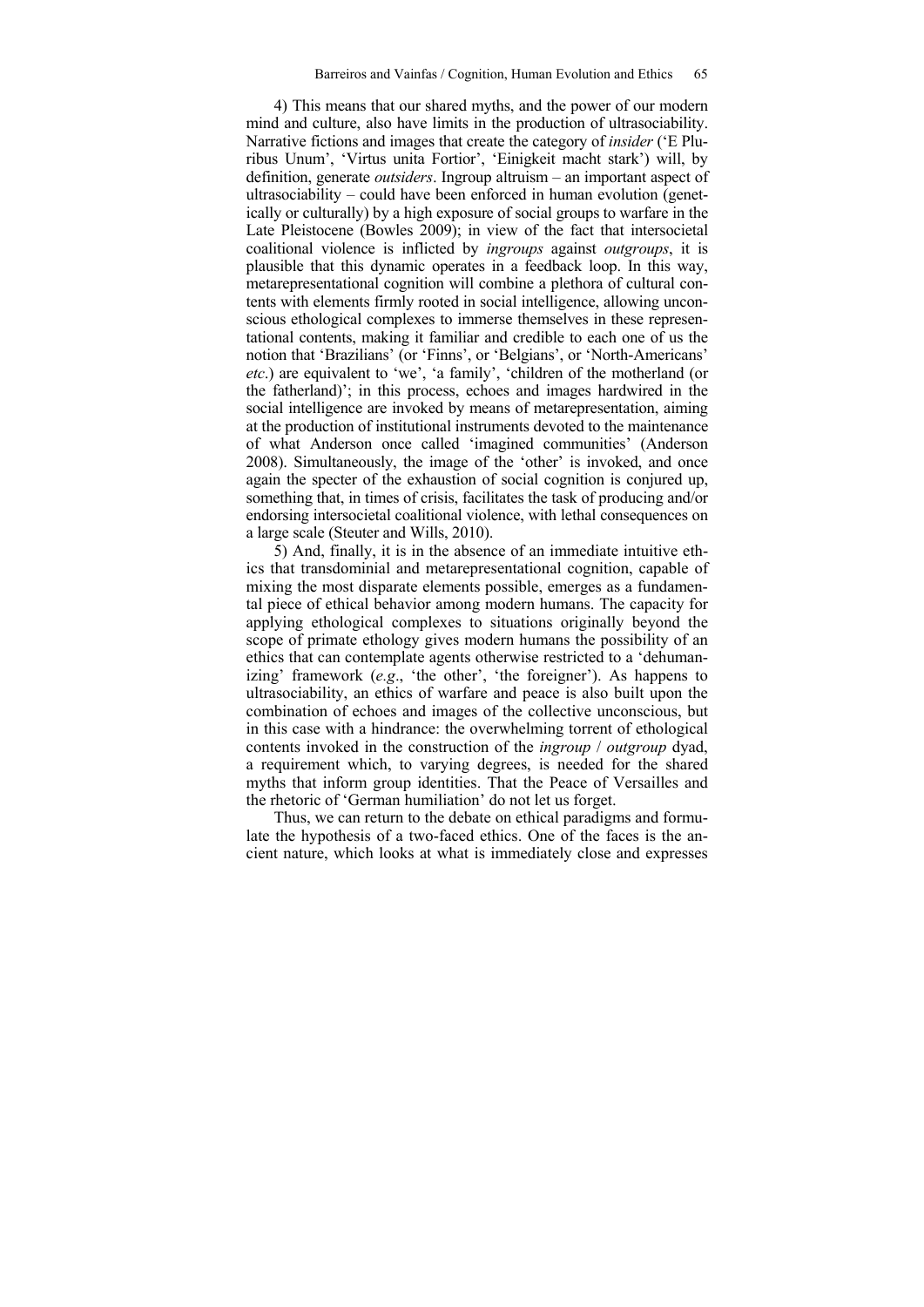4) This means that our shared myths, and the power of our modern mind and culture, also have limits in the production of ultrasociability. Narrative fictions and images that create the category of *insider* ('E Pluribus Unum', 'Virtus unita Fortior', 'Einigkeit macht stark') will, by definition, generate *outsiders*. Ingroup altruism – an important aspect of ultrasociability – could have been enforced in human evolution (genetically or culturally) by a high exposure of social groups to warfare in the Late Pleistocene (Bowles 2009); in view of the fact that intersocietal coalitional violence is inflicted by *ingroups* against *outgroups*, it is plausible that this dynamic operates in a feedback loop. In this way, metarepresentational cognition will combine a plethora of cultural contents with elements firmly rooted in social intelligence, allowing unconscious ethological complexes to immerse themselves in these representational contents, making it familiar and credible to each one of us the notion that 'Brazilians' (or 'Finns', or 'Belgians', or 'North-Americans' *etc*.) are equivalent to 'we', 'a family', 'children of the motherland (or the fatherland)'; in this process, echoes and images hardwired in the social intelligence are invoked by means of metarepresentation, aiming at the production of institutional instruments devoted to the maintenance of what Anderson once called 'imagined communities' (Anderson 2008). Simultaneously, the image of the 'other' is invoked, and once again the specter of the exhaustion of social cognition is conjured up, something that, in times of crisis, facilitates the task of producing and/or endorsing intersocietal coalitional violence, with lethal consequences on a large scale (Steuter and Wills, 2010).

5) And, finally, it is in the absence of an immediate intuitive ethics that transdominial and metarepresentational cognition, capable of mixing the most disparate elements possible, emerges as a fundamental piece of ethical behavior among modern humans. The capacity for applying ethological complexes to situations originally beyond the scope of primate ethology gives modern humans the possibility of an ethics that can contemplate agents otherwise restricted to a 'dehumanizing' framework (*e.g*., 'the other', 'the foreigner'). As happens to ultrasociability, an ethics of warfare and peace is also built upon the combination of echoes and images of the collective unconscious, but in this case with a hindrance: the overwhelming torrent of ethological contents invoked in the construction of the *ingroup* / *outgroup* dyad, a requirement which, to varying degrees, is needed for the shared myths that inform group identities. That the Peace of Versailles and the rhetoric of 'German humiliation' do not let us forget.

Thus, we can return to the debate on ethical paradigms and formulate the hypothesis of a two-faced ethics. One of the faces is the ancient nature, which looks at what is immediately close and expresses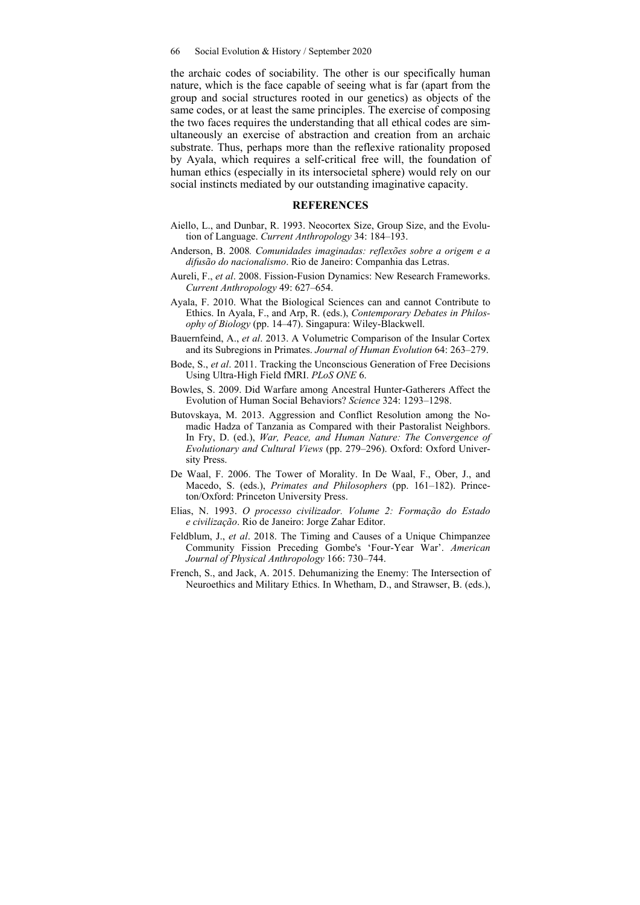the archaic codes of sociability. The other is our specifically human nature, which is the face capable of seeing what is far (apart from the group and social structures rooted in our genetics) as objects of the same codes, or at least the same principles. The exercise of composing the two faces requires the understanding that all ethical codes are simultaneously an exercise of abstraction and creation from an archaic substrate. Thus, perhaps more than the reflexive rationality proposed by Ayala, which requires a self-critical free will, the foundation of human ethics (especially in its intersocietal sphere) would rely on our social instincts mediated by our outstanding imaginative capacity.

## REFERENCES

Aiello, L., and Dunbar, R. 1993. Neocortex Size, Group Size, and the Evolution of Language. *Current Anthropology* 34: 184–193.

Anderson, B. 2008*. Comunidades imaginadas: reflexões sobre a origem e a difusão do nacionalismo*. Rio de Janeiro: Companhia das Letras.

Aureli, F., *et al*. 2008. Fission-Fusion Dynamics: New Research Frameworks. *Current Anthropology* 49: 627–654.

Ayala, F. 2010. What the Biological Sciences can and cannot Contribute to Ethics. In Ayala, F., and Arp, R. (eds.), *Contemporary Debates in Philosophy of Biology* (pp. 14–47). Singapura: Wiley-Blackwell.

Bauernfeind, A., *et al*. 2013. A Volumetric Comparison of the Insular Cortex and its Subregions in Primates. *Journal of Human Evolution* 64: 263–279.

Bode, S., *et al*. 2011. Tracking the Unconscious Generation of Free Decisions Using Ultra-High Field fMRI. *PLoS ONE* 6.

Bowles, S. 2009. Did Warfare among Ancestral Hunter-Gatherers Affect the Evolution of Human Social Behaviors? *Science* 324: 1293–1298.

Butovskaya, M. 2013. Aggression and Conflict Resolution among the Nomadic Hadza of Tanzania as Compared with their Pastoralist Neighbors. In Fry, D. (ed.), *War, Peace, and Human Nature: The Convergence of Evolutionary and Cultural Views* (pp. 279–296). Oxford: Oxford University Press.

De Waal, F. 2006. The Tower of Morality. In De Waal, F., Ober, J., and Macedo, S. (eds.), *Primates and Philosophers* (pp. 161–182). Princeton/Oxford: Princeton University Press.

Elias, N. 1993. *O processo civilizador. Volume 2: Formação do Estado e civilização*. Rio de Janeiro: Jorge Zahar Editor.

Feldblum, J., *et al*. 2018. The Timing and Causes of a Unique Chimpanzee Community Fission Preceding Gombe's 'Four-Year War'. *American Journal of Physical Anthropology* 166: 730–744.

French, S., and Jack, A. 2015. Dehumanizing the Enemy: The Intersection of Neuroethics and Military Ethics. In Whetham, D., and Strawser, B. (eds.),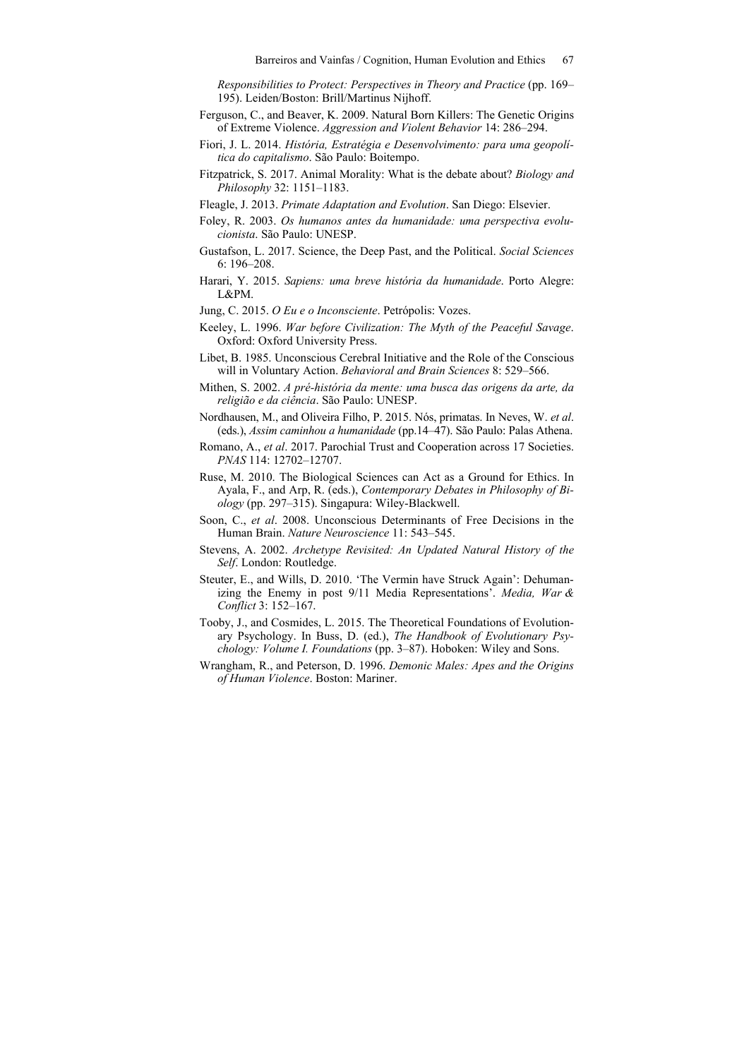*Responsibilities to Protect: Perspectives in Theory and Practice* (pp. 169–195). Leiden/Boston: Brill/Martinus Nijhoff.

Ferguson, C., and Beaver, K. 2009. Natural Born Killers: The Genetic Origins of Extreme Violence. *Aggression and Violent Behavior* 14: 286–294.

Fiori, J. L. 2014. *História, Estratégia e Desenvolvimento: para uma geopolítica do capitalismo*. São Paulo: Boitempo.

Fitzpatrick, S. 2017. Animal Morality: What is the debate about? *Biology and Philosophy* 32: 1151–1183.

Fleagle, J. 2013. *Primate Adaptation and Evolution*. San Diego: Elsevier.

Foley, R. 2003. *Os humanos antes da humanidade: uma perspectiva evolucionista*. São Paulo: UNESP.

Gustafson, L. 2017. Science, the Deep Past, and the Political. *Social Sciences* 6: 196–208.

Harari, Y. 2015. *Sapiens: uma breve história da humanidade*. Porto Alegre: L&PM.

Jung, C. 2015. *O Eu e o Inconsciente*. Petrópolis: Vozes.

Keeley, L. 1996. *War before Civilization: The Myth of the Peaceful Savage*. Oxford: Oxford University Press.

Libet, B. 1985. Unconscious Cerebral Initiative and the Role of the Conscious will in Voluntary Action. *Behavioral and Brain Sciences* 8: 529–566.

Mithen, S. 2002. *A pré-história da mente: uma busca das origens da arte, da religião e da ciência*. São Paulo: UNESP.

Nordhausen, M., and Oliveira Filho, P. 2015. Nós, primatas. In Neves, W. *et al*. (eds.), *Assim caminhou a humanidade* (pp.14–47). São Paulo: Palas Athena.

Romano, A., *et al*. 2017. Parochial Trust and Cooperation across 17 Societies. *PNAS* 114: 12702–12707.

Ruse, M. 2010. The Biological Sciences can Act as a Ground for Ethics. In Ayala, F., and Arp, R. (eds.), *Contemporary Debates in Philosophy of Biology* (pp. 297–315). Singapura: Wiley-Blackwell.

Soon, C., *et al*. 2008. Unconscious Determinants of Free Decisions in the Human Brain. *Nature Neuroscience* 11: 543–545.

Stevens, A. 2002. *Archetype Revisited: An Updated Natural History of the Self*. London: Routledge.

Steuter, E., and Wills, D. 2010. 'The Vermin have Struck Again': Dehumanizing the Enemy in post 9/11 Media Representations'. *Media, War & Conflict* 3: 152–167.

Tooby, J., and Cosmides, L. 2015. The Theoretical Foundations of Evolutionary Psychology. In Buss, D. (ed.), *The Handbook of Evolutionary Psychology: Volume I. Foundations* (pp. 3–87). Hoboken: Wiley and Sons.

Wrangham, R., and Peterson, D. 1996. *Demonic Males: Apes and the Origins of Human Violence*. Boston: Mariner.